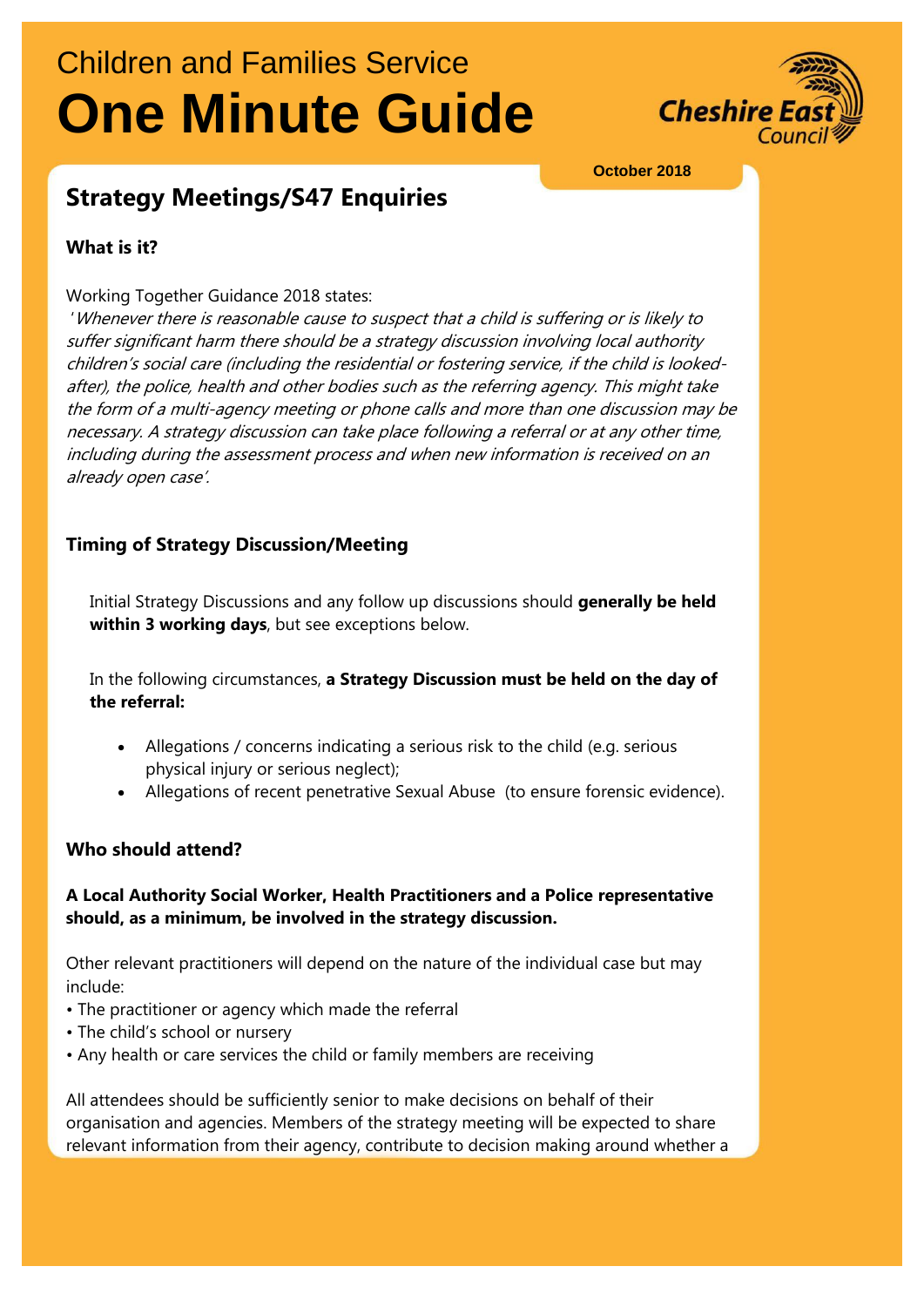Children and Families Service

# One Minute Guide

Cheshire East Council

October 2018

## Strategy Meetings/S47 Enquiries

### What is it?

Working Together Guidance 2018 states:

*'Whenever there is reasonable cause to suspect that a child is suffering or is likely to suffer significant harm there should be a strategy discussion involving local authority children's social care (including the residential or fostering service, if the child is looked-after), the police, health and other bodies such as the referring agency. This might take the form of a multi-agency meeting or phone calls and more than one discussion may be necessary. A strategy discussion can take place following a referral or at any other time, including during the assessment process and when new information is received on an already open case'.*

### Timing of Strategy Discussion/Meeting

Initial Strategy Discussions and any follow up discussions should **generally be held within 3 working days**, but see exceptions below.

In the following circumstances, **a Strategy Discussion must be held on the day of the referral:**

- Allegations / concerns indicating a serious risk to the child (e.g. serious physical injury or serious neglect);
- Allegations of recent penetrative Sexual Abuse (to ensure forensic evidence).

### Who should attend?

**A Local Authority Social Worker, Health Practitioners and a Police representative should, as a minimum, be involved in the strategy discussion.**

Other relevant practitioners will depend on the nature of the individual case but may include:

- The practitioner or agency which made the referral
- The child's school or nursery
- Any health or care services the child or family members are receiving

All attendees should be sufficiently senior to make decisions on behalf of their organisation and agencies. Members of the strategy meeting will be expected to share relevant information from their agency, contribute to decision making around whether a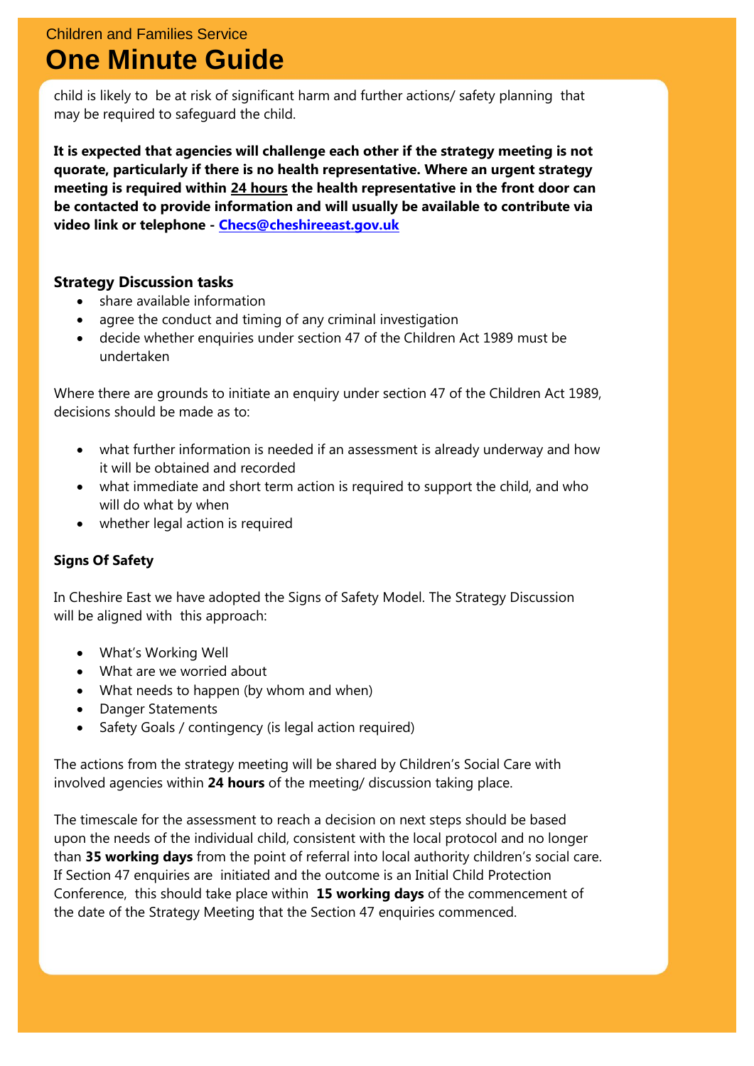child is likely to be at risk of significant harm and further actions/ safety planning that may be required to safeguard the child.

**It is expected that agencies will challenge each other if the strategy meeting is not quorate, particularly if there is no health representative. Where an urgent strategy meeting is required within <u>24 hours</u> the health representative in the front door can be contacted to provide information and will usually be available to contribute via video link or telephone - [Checs@cheshireeast.gov.uk](mailto:Checs@cheshireeast.gov.uk)**

### Strategy Discussion tasks

- share available information
- agree the conduct and timing of any criminal investigation
- decide whether enquiries under section 47 of the Children Act 1989 must be undertaken

Where there are grounds to initiate an enquiry under section 47 of the Children Act 1989, decisions should be made as to:

- what further information is needed if an assessment is already underway and how it will be obtained and recorded
- what immediate and short term action is required to support the child, and who will do what by when
- whether legal action is required

**Signs Of Safety**

In Cheshire East we have adopted the Signs of Safety Model. The Strategy Discussion will be aligned with this approach:

- What's Working Well
- What are we worried about
- What needs to happen (by whom and when)
- Danger Statements
- Safety Goals / contingency (is legal action required)

The actions from the strategy meeting will be shared by Children's Social Care with involved agencies within **24 hours** of the meeting/ discussion taking place.

The timescale for the assessment to reach a decision on next steps should be based upon the needs of the individual child, consistent with the local protocol and no longer than **35 working days** from the point of referral into local authority children's social care. If Section 47 enquiries are initiated and the outcome is an Initial Child Protection Conference, this should take place within **15 working days** of the commencement of the date of the Strategy Meeting that the Section 47 enquiries commenced.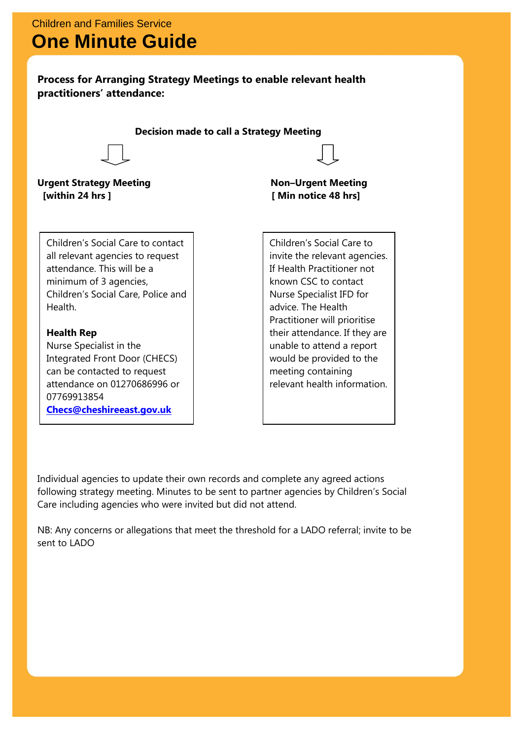Children and Families Service

# One Minute Guide

**Process for Arranging Strategy Meetings to enable relevant health practitioners' attendance:**

**Decision made to call a Strategy Meeting**

**Urgent Strategy Meeting**
**[within 24 hrs ]**

Children's Social Care to contact all relevant agencies to request attendance. This will be a minimum of 3 agencies, Children's Social Care, Police and Health.

**Health Rep**
Nurse Specialist in the Integrated Front Door (CHECS) can be contacted to request attendance on 01270686996 or 07769913854
**Checs@cheshireeast.gov.uk**

**Non–Urgent Meeting**
**[ Min notice 48 hrs]**

Children's Social Care to invite the relevant agencies. If Health Practitioner not known CSC to contact Nurse Specialist IFD for advice. The Health Practitioner will prioritise their attendance. If they are unable to attend a report would be provided to the meeting containing relevant health information.

Individual agencies to update their own records and complete any agreed actions following strategy meeting. Minutes to be sent to partner agencies by Children's Social Care including agencies who were invited but did not attend.

NB: Any concerns or allegations that meet the threshold for a LADO referral; invite to be sent to LADO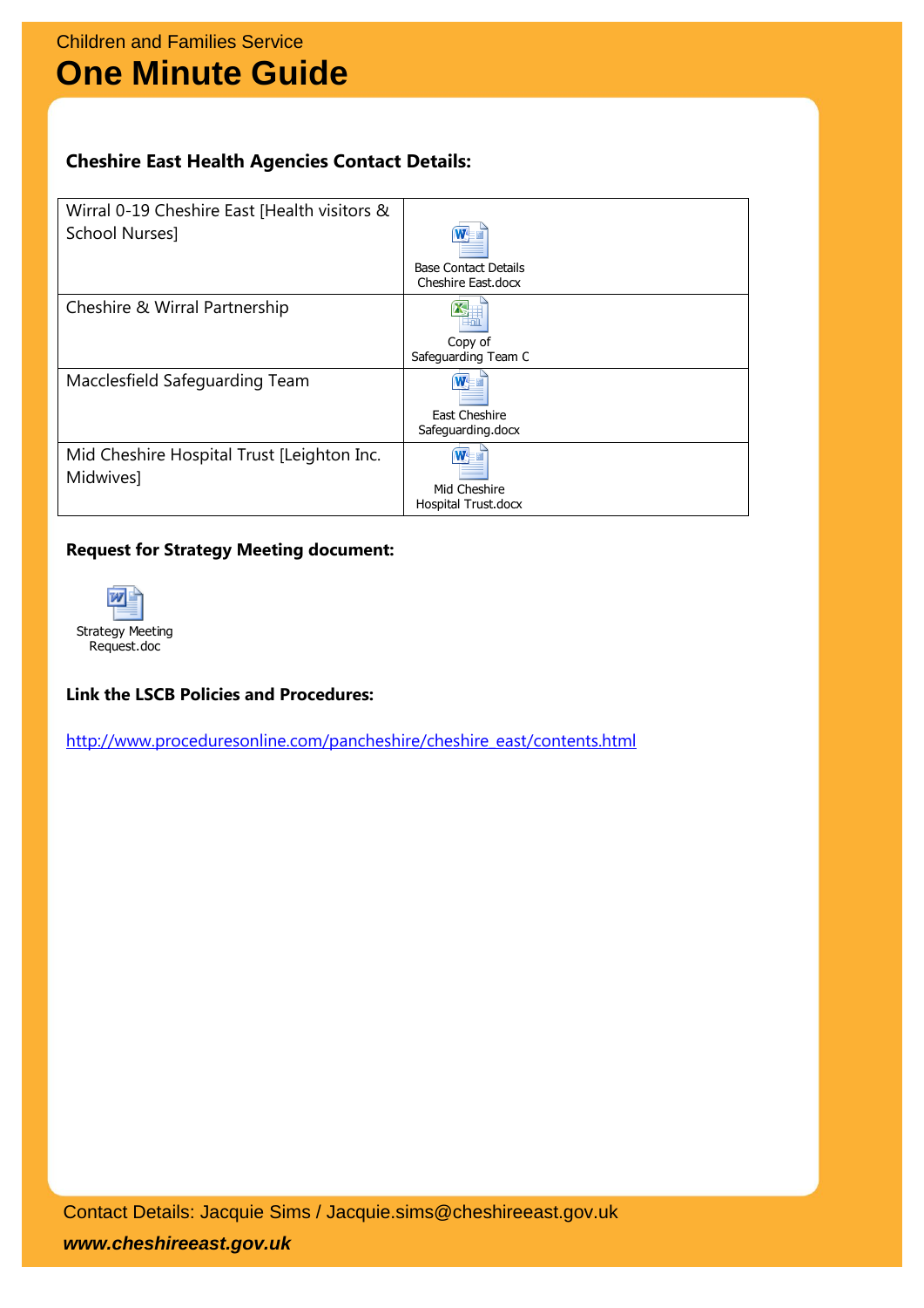Children and Families Service

# One Minute Guide

**Cheshire East Health Agencies Contact Details:**

| | |
|---|---|
| Wirral 0-19 Cheshire East [Health visitors & School Nurses] | Base Contact Details Cheshire East.docx |
| Cheshire & Wirral Partnership | Copy of Safeguarding Team C |
| Macclesfield Safeguarding Team | East Cheshire Safeguarding.docx |
| Mid Cheshire Hospital Trust [Leighton Inc. Midwives] | Mid Cheshire Hospital Trust.docx |

**Request for Strategy Meeting document:**

Strategy Meeting Request.doc

**Link the LSCB Policies and Procedures:**

http://www.proceduresonline.com/pancheshire/cheshire_east/contents.html

Contact Details: Jacquie Sims / Jacquie.sims@cheshireeast.gov.uk

***www.cheshireeast.gov.uk***